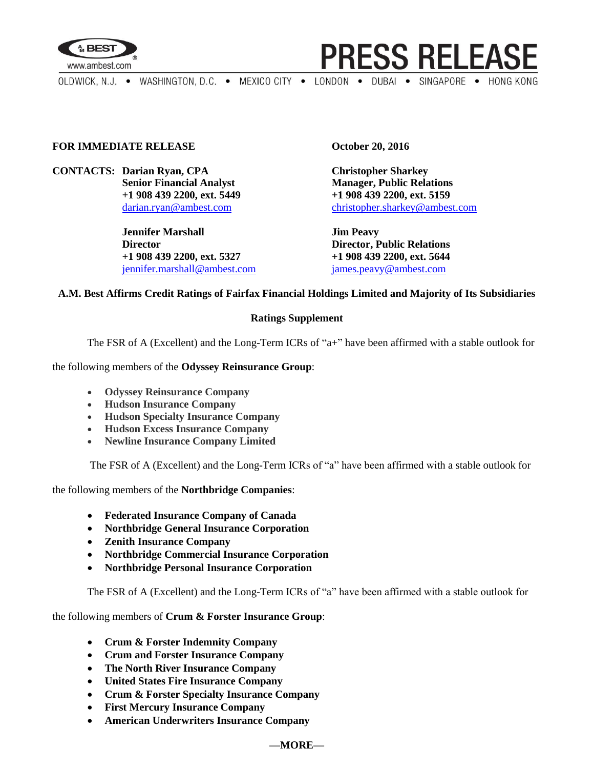**FOR IMMEDIATE RELEASE** **October 20, 2016**

**CONTACTS:**

**Darian Ryan, CPA**
**Senior Financial Analyst**
**+1 908 439 2200, ext. 5449**
darian.ryan@ambest.com

**Christopher Sharkey**
**Manager, Public Relations**
**+1 908 439 2200, ext. 5159**
christopher.sharkey@ambest.com

**Jennifer Marshall**
**Director**
**+1 908 439 2200, ext. 5327**
jennifer.marshall@ambest.com

**Jim Peavy**
**Director, Public Relations**
**+1 908 439 2200, ext. 5644**
james.peavy@ambest.com

## A.M. Best Affirms Credit Ratings of Fairfax Financial Holdings Limited and Majority of Its Subsidiaries

### Ratings Supplement

The FSR of A (Excellent) and the Long-Term ICRs of "a+" have been affirmed with a stable outlook for the following members of the **Odyssey Reinsurance Group**:

- **Odyssey Reinsurance Company**
- **Hudson Insurance Company**
- **Hudson Specialty Insurance Company**
- **Hudson Excess Insurance Company**
- **Newline Insurance Company Limited**

The FSR of A (Excellent) and the Long-Term ICRs of "a" have been affirmed with a stable outlook for the following members of the **Northbridge Companies**:

- **Federated Insurance Company of Canada**
- **Northbridge General Insurance Corporation**
- **Zenith Insurance Company**
- **Northbridge Commercial Insurance Corporation**
- **Northbridge Personal Insurance Corporation**

The FSR of A (Excellent) and the Long-Term ICRs of "a" have been affirmed with a stable outlook for the following members of **Crum & Forster Insurance Group**:

- **Crum & Forster Indemnity Company**
- **Crum and Forster Insurance Company**
- **The North River Insurance Company**
- **United States Fire Insurance Company**
- **Crum & Forster Specialty Insurance Company**
- **First Mercury Insurance Company**
- **American Underwriters Insurance Company**

**—MORE—**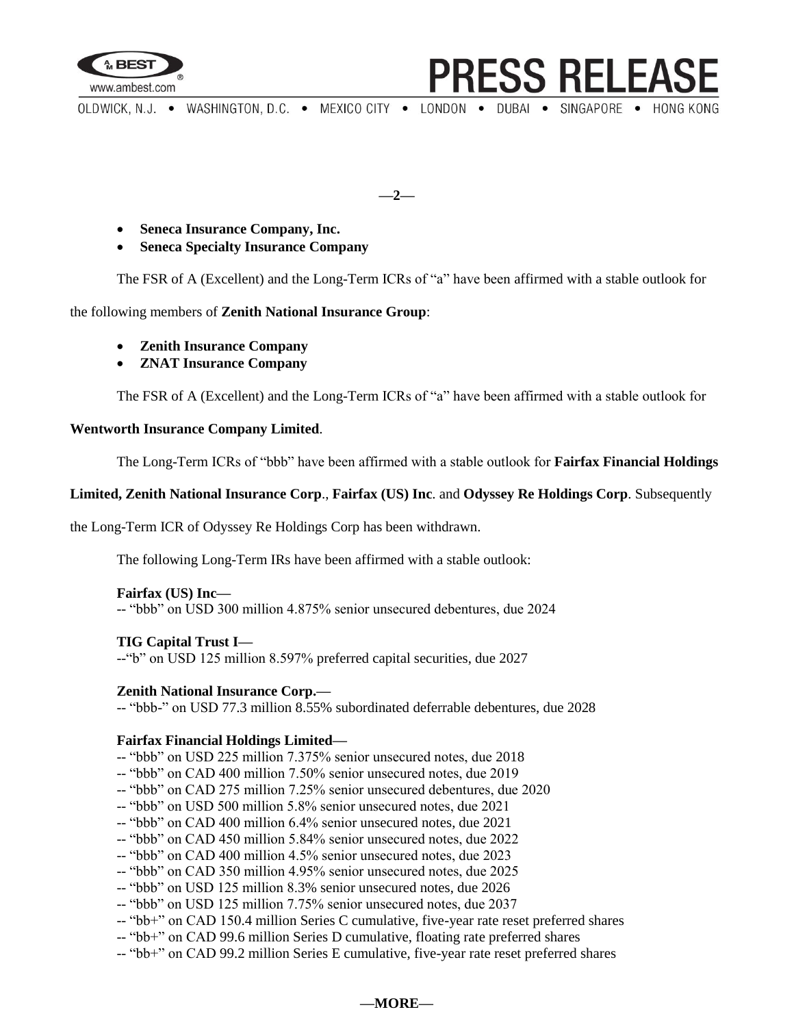- **Seneca Insurance Company, Inc.**
- **Seneca Specialty Insurance Company**

The FSR of A (Excellent) and the Long-Term ICRs of "a" have been affirmed with a stable outlook for the following members of **Zenith National Insurance Group**:

- **Zenith Insurance Company**
- **ZNAT Insurance Company**

The FSR of A (Excellent) and the Long-Term ICRs of "a" have been affirmed with a stable outlook for **Wentworth Insurance Company Limited**.

The Long-Term ICRs of "bbb" have been affirmed with a stable outlook for **Fairfax Financial Holdings Limited, Zenith National Insurance Corp**., **Fairfax (US) Inc**. and **Odyssey Re Holdings Corp**. Subsequently the Long-Term ICR of Odyssey Re Holdings Corp has been withdrawn.

The following Long-Term IRs have been affirmed with a stable outlook:

**Fairfax (US) Inc—**
-- "bbb" on USD 300 million 4.875% senior unsecured debentures, due 2024

**TIG Capital Trust I—**
--"b" on USD 125 million 8.597% preferred capital securities, due 2027

**Zenith National Insurance Corp.—**
-- "bbb-" on USD 77.3 million 8.55% subordinated deferrable debentures, due 2028

**Fairfax Financial Holdings Limited—**
-- "bbb" on USD 225 million 7.375% senior unsecured notes, due 2018
-- "bbb" on CAD 400 million 7.50% senior unsecured notes, due 2019
-- "bbb" on CAD 275 million 7.25% senior unsecured debentures, due 2020
-- "bbb" on USD 500 million 5.8% senior unsecured notes, due 2021
-- "bbb" on CAD 400 million 6.4% senior unsecured notes, due 2021
-- "bbb" on CAD 450 million 5.84% senior unsecured notes, due 2022
-- "bbb" on CAD 400 million 4.5% senior unsecured notes, due 2023
-- "bbb" on CAD 350 million 4.95% senior unsecured notes, due 2025
-- "bbb" on USD 125 million 8.3% senior unsecured notes, due 2026
-- "bbb" on USD 125 million 7.75% senior unsecured notes, due 2037
-- "bb+" on CAD 150.4 million Series C cumulative, five-year rate reset preferred shares
-- "bb+" on CAD 99.6 million Series D cumulative, floating rate preferred shares
-- "bb+" on CAD 99.2 million Series E cumulative, five-year rate reset preferred shares

—MORE—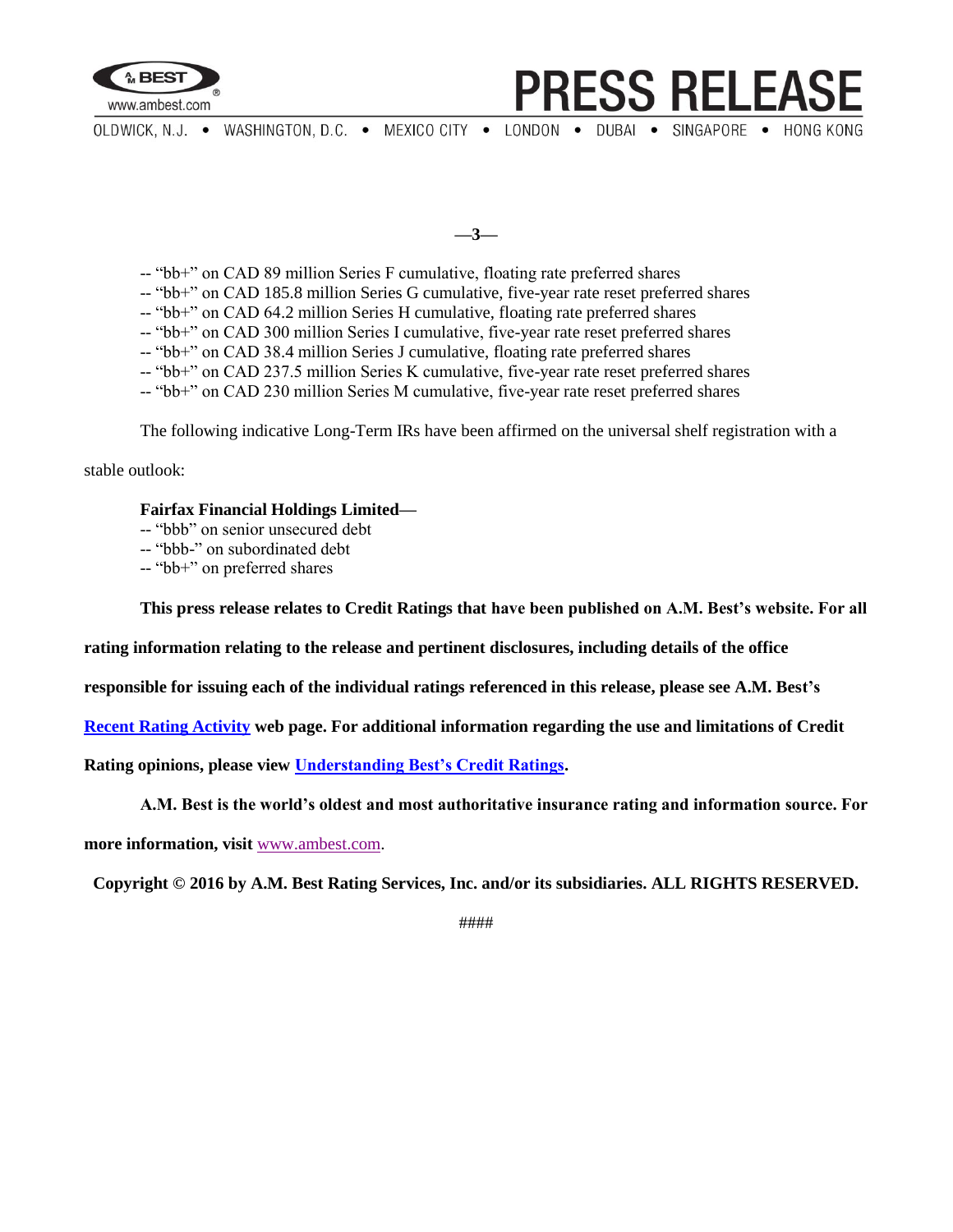-- "bb+" on CAD 89 million Series F cumulative, floating rate preferred shares
-- "bb+" on CAD 185.8 million Series G cumulative, five-year rate reset preferred shares
-- "bb+" on CAD 64.2 million Series H cumulative, floating rate preferred shares
-- "bb+" on CAD 300 million Series I cumulative, five-year rate reset preferred shares
-- "bb+" on CAD 38.4 million Series J cumulative, floating rate preferred shares
-- "bb+" on CAD 237.5 million Series K cumulative, five-year rate reset preferred shares
-- "bb+" on CAD 230 million Series M cumulative, five-year rate reset preferred shares

The following indicative Long-Term IRs have been affirmed on the universal shelf registration with a stable outlook:

**Fairfax Financial Holdings Limited—**
-- "bbb" on senior unsecured debt
-- "bbb-" on subordinated debt
-- "bb+" on preferred shares

**This press release relates to Credit Ratings that have been published on A.M. Best's website. For all rating information relating to the release and pertinent disclosures, including details of the office responsible for issuing each of the individual ratings referenced in this release, please see A.M. Best's [Recent Rating Activity] web page. For additional information regarding the use and limitations of Credit Rating opinions, please view [Understanding Best's Credit Ratings].**

**A.M. Best is the world's oldest and most authoritative insurance rating and information source. For more information, visit** www.ambest.com.

**Copyright © 2016 by A.M. Best Rating Services, Inc. and/or its subsidiaries. ALL RIGHTS RESERVED.**

####